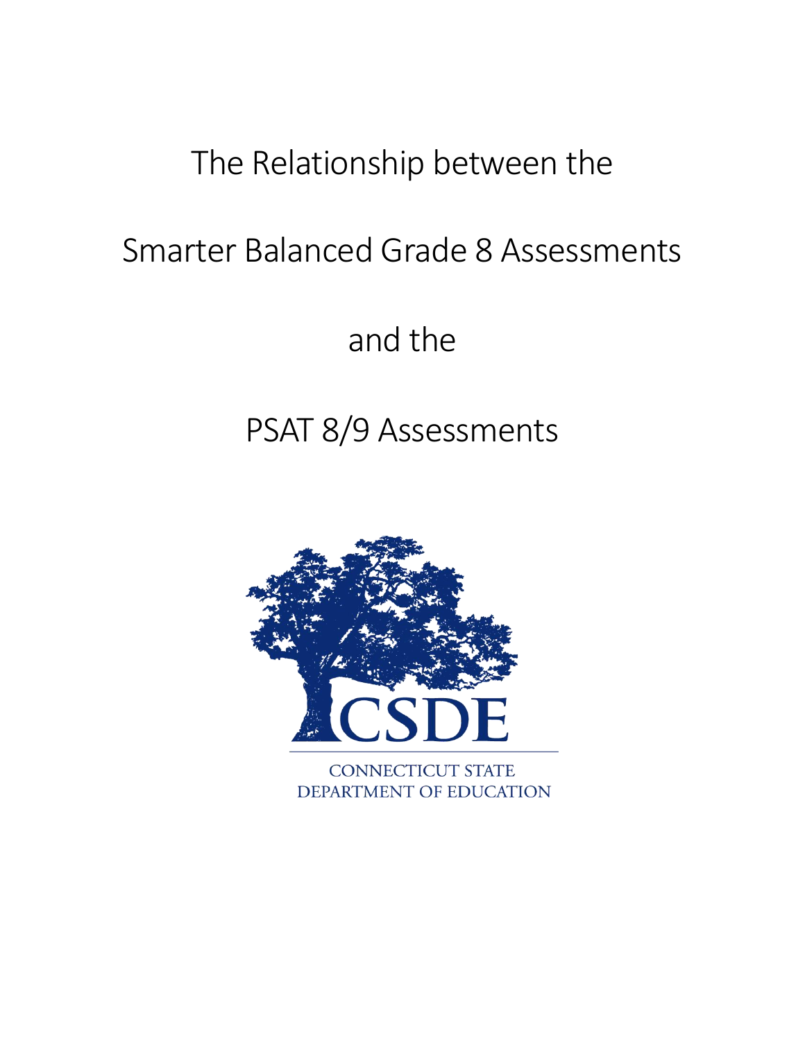# The Relationship between the Smarter Balanced Grade 8 Assessments and the PSAT 8/9 Assessments

CSDE

CONNECTICUT STATE DEPARTMENT OF EDUCATION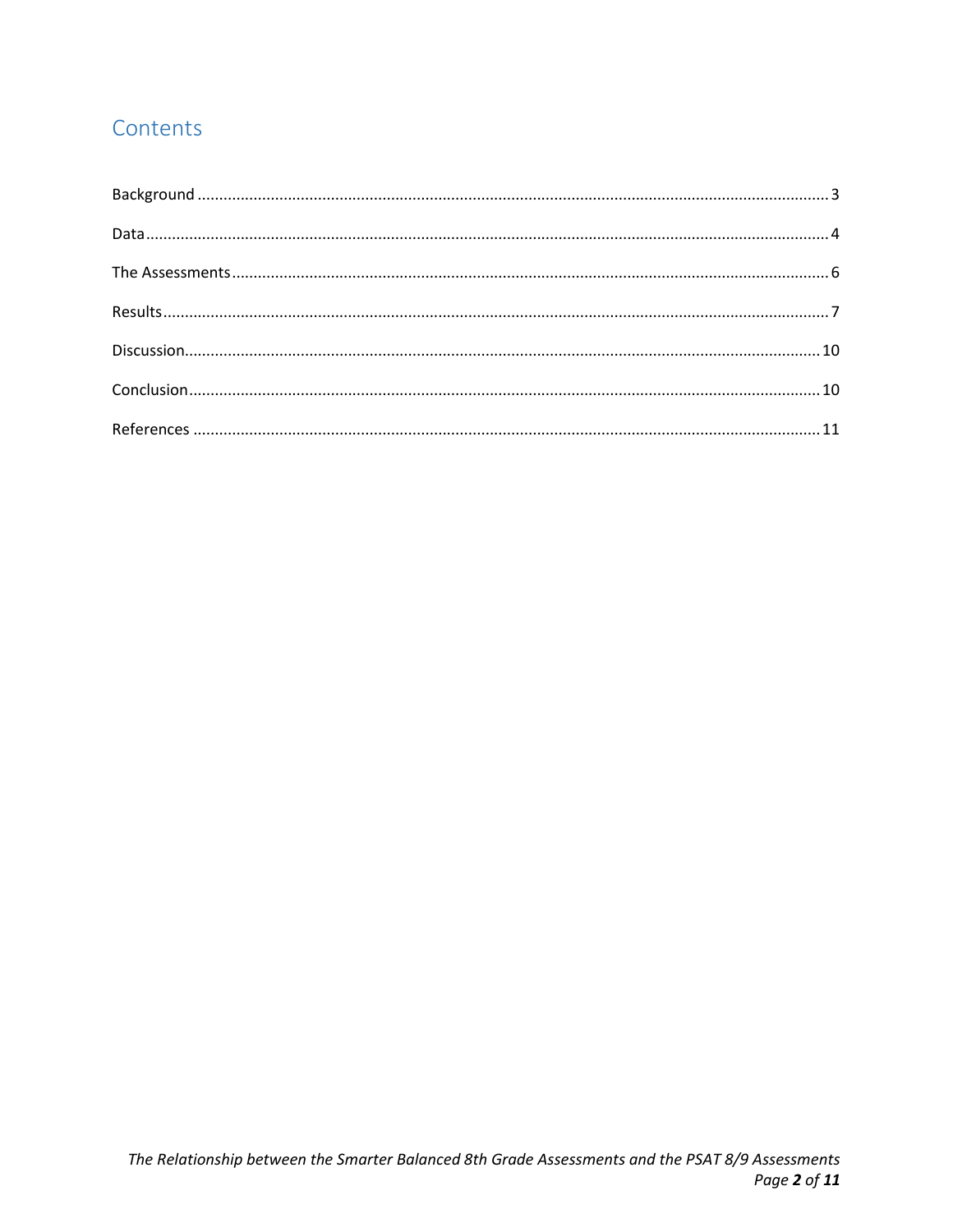## Contents

Background ........................................................................................................ 3

Data .................................................................................................................... 4

The Assessments ................................................................................................ 6

Results ................................................................................................................ 7

Discussion ......................................................................................................... 10

Conclusion ........................................................................................................ 10

References ........................................................................................................ 11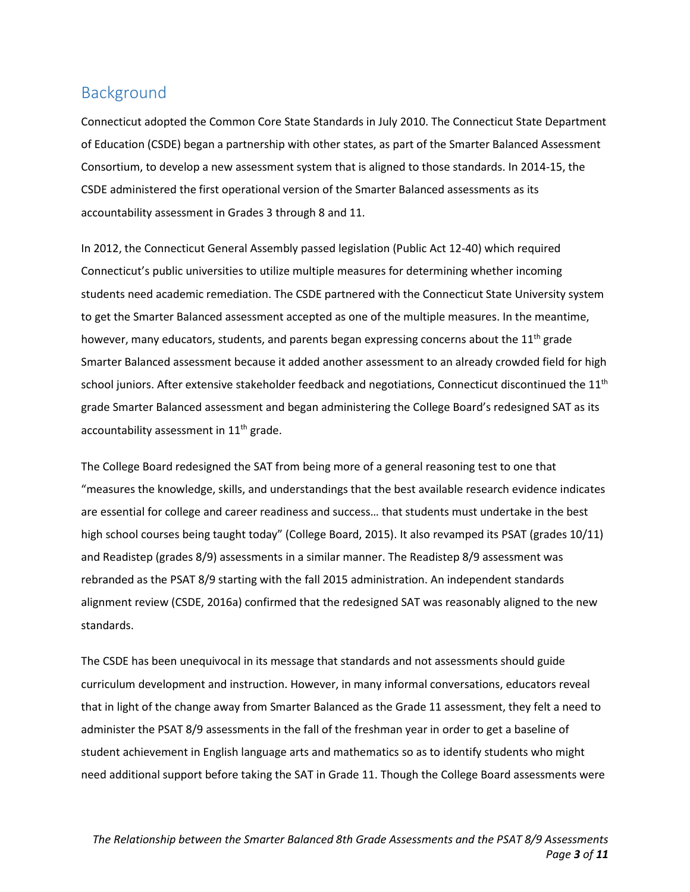## Background

Connecticut adopted the Common Core State Standards in July 2010. The Connecticut State Department of Education (CSDE) began a partnership with other states, as part of the Smarter Balanced Assessment Consortium, to develop a new assessment system that is aligned to those standards. In 2014-15, the CSDE administered the first operational version of the Smarter Balanced assessments as its accountability assessment in Grades 3 through 8 and 11.

In 2012, the Connecticut General Assembly passed legislation (Public Act 12-40) which required Connecticut's public universities to utilize multiple measures for determining whether incoming students need academic remediation. The CSDE partnered with the Connecticut State University system to get the Smarter Balanced assessment accepted as one of the multiple measures. In the meantime, however, many educators, students, and parents began expressing concerns about the 11th grade Smarter Balanced assessment because it added another assessment to an already crowded field for high school juniors. After extensive stakeholder feedback and negotiations, Connecticut discontinued the 11th grade Smarter Balanced assessment and began administering the College Board's redesigned SAT as its accountability assessment in 11th grade.

The College Board redesigned the SAT from being more of a general reasoning test to one that "measures the knowledge, skills, and understandings that the best available research evidence indicates are essential for college and career readiness and success… that students must undertake in the best high school courses being taught today" (College Board, 2015). It also revamped its PSAT (grades 10/11) and Readistep (grades 8/9) assessments in a similar manner. The Readistep 8/9 assessment was rebranded as the PSAT 8/9 starting with the fall 2015 administration. An independent standards alignment review (CSDE, 2016a) confirmed that the redesigned SAT was reasonably aligned to the new standards.

The CSDE has been unequivocal in its message that standards and not assessments should guide curriculum development and instruction. However, in many informal conversations, educators reveal that in light of the change away from Smarter Balanced as the Grade 11 assessment, they felt a need to administer the PSAT 8/9 assessments in the fall of the freshman year in order to get a baseline of student achievement in English language arts and mathematics so as to identify students who might need additional support before taking the SAT in Grade 11. Though the College Board assessments were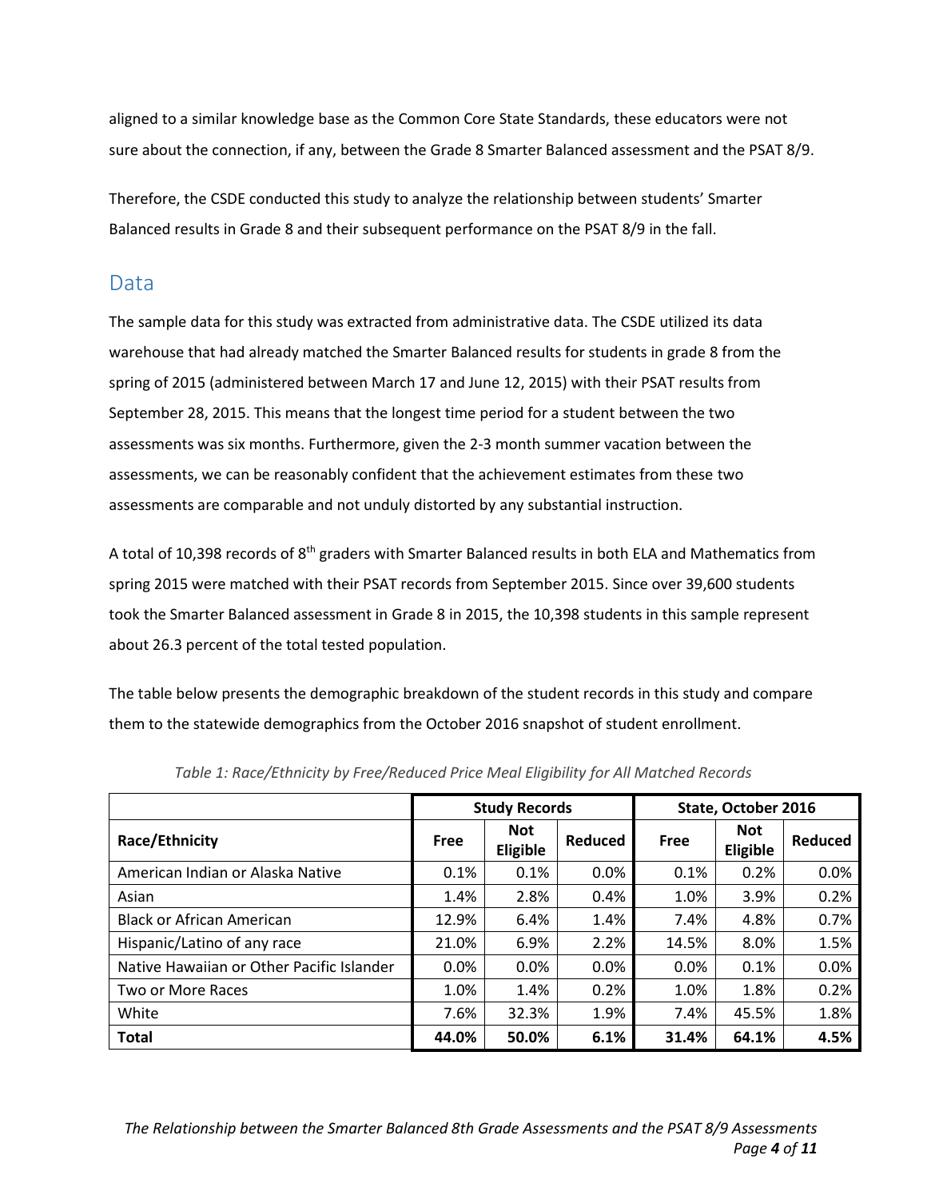aligned to a similar knowledge base as the Common Core State Standards, these educators were not sure about the connection, if any, between the Grade 8 Smarter Balanced assessment and the PSAT 8/9.

Therefore, the CSDE conducted this study to analyze the relationship between students' Smarter Balanced results in Grade 8 and their subsequent performance on the PSAT 8/9 in the fall.

## Data

The sample data for this study was extracted from administrative data. The CSDE utilized its data warehouse that had already matched the Smarter Balanced results for students in grade 8 from the spring of 2015 (administered between March 17 and June 12, 2015) with their PSAT results from September 28, 2015. This means that the longest time period for a student between the two assessments was six months. Furthermore, given the 2-3 month summer vacation between the assessments, we can be reasonably confident that the achievement estimates from these two assessments are comparable and not unduly distorted by any substantial instruction.

A total of 10,398 records of 8th graders with Smarter Balanced results in both ELA and Mathematics from spring 2015 were matched with their PSAT records from September 2015. Since over 39,600 students took the Smarter Balanced assessment in Grade 8 in 2015, the 10,398 students in this sample represent about 26.3 percent of the total tested population.

The table below presents the demographic breakdown of the student records in this study and compare them to the statewide demographics from the October 2016 snapshot of student enrollment.

*Table 1: Race/Ethnicity by Free/Reduced Price Meal Eligibility for All Matched Records*

| | Study Records | | | State, October 2016 | | |
|---|---|---|---|---|---|---|
| **Race/Ethnicity** | **Free** | **Not Eligible** | **Reduced** | **Free** | **Not Eligible** | **Reduced** |
| American Indian or Alaska Native | 0.1% | 0.1% | 0.0% | 0.1% | 0.2% | 0.0% |
| Asian | 1.4% | 2.8% | 0.4% | 1.0% | 3.9% | 0.2% |
| Black or African American | 12.9% | 6.4% | 1.4% | 7.4% | 4.8% | 0.7% |
| Hispanic/Latino of any race | 21.0% | 6.9% | 2.2% | 14.5% | 8.0% | 1.5% |
| Native Hawaiian or Other Pacific Islander | 0.0% | 0.0% | 0.0% | 0.0% | 0.1% | 0.0% |
| Two or More Races | 1.0% | 1.4% | 0.2% | 1.0% | 1.8% | 0.2% |
| White | 7.6% | 32.3% | 1.9% | 7.4% | 45.5% | 1.8% |
| **Total** | **44.0%** | **50.0%** | **6.1%** | **31.4%** | **64.1%** | **4.5%** |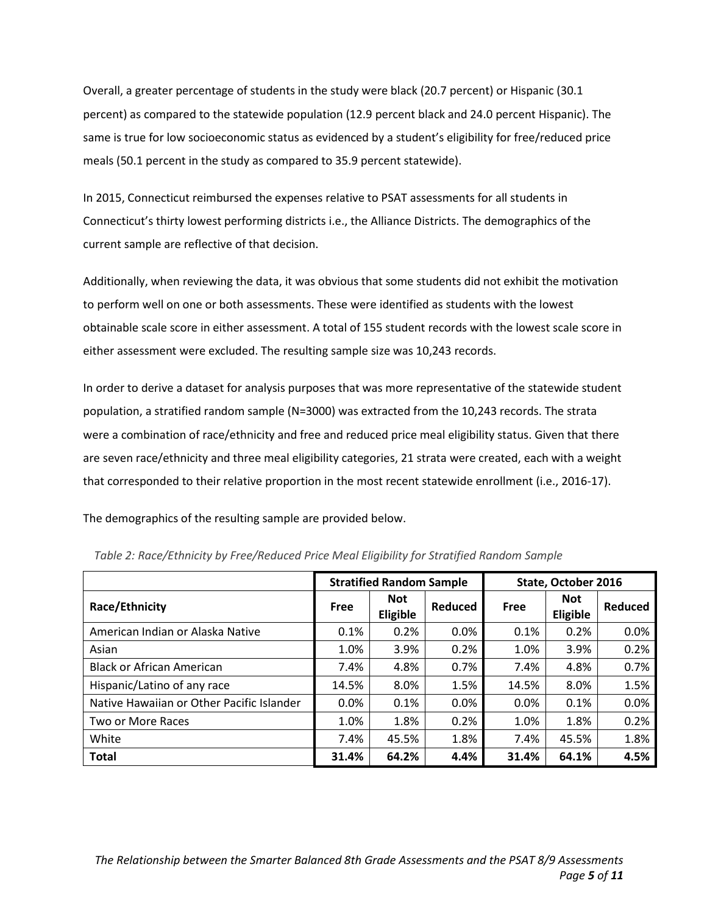Overall, a greater percentage of students in the study were black (20.7 percent) or Hispanic (30.1 percent) as compared to the statewide population (12.9 percent black and 24.0 percent Hispanic). The same is true for low socioeconomic status as evidenced by a student's eligibility for free/reduced price meals (50.1 percent in the study as compared to 35.9 percent statewide).

In 2015, Connecticut reimbursed the expenses relative to PSAT assessments for all students in Connecticut's thirty lowest performing districts i.e., the Alliance Districts. The demographics of the current sample are reflective of that decision.

Additionally, when reviewing the data, it was obvious that some students did not exhibit the motivation to perform well on one or both assessments. These were identified as students with the lowest obtainable scale score in either assessment. A total of 155 student records with the lowest scale score in either assessment were excluded. The resulting sample size was 10,243 records.

In order to derive a dataset for analysis purposes that was more representative of the statewide student population, a stratified random sample (N=3000) was extracted from the 10,243 records. The strata were a combination of race/ethnicity and free and reduced price meal eligibility status. Given that there are seven race/ethnicity and three meal eligibility categories, 21 strata were created, each with a weight that corresponded to their relative proportion in the most recent statewide enrollment (i.e., 2016-17).

The demographics of the resulting sample are provided below.

*Table 2: Race/Ethnicity by Free/Reduced Price Meal Eligibility for Stratified Random Sample*

| | Stratified Random Sample | | | State, October 2016 | | |
|---|---|---|---|---|---|---|
| **Race/Ethnicity** | **Free** | **Not Eligible** | **Reduced** | **Free** | **Not Eligible** | **Reduced** |
| American Indian or Alaska Native | 0.1% | 0.2% | 0.0% | 0.1% | 0.2% | 0.0% |
| Asian | 1.0% | 3.9% | 0.2% | 1.0% | 3.9% | 0.2% |
| Black or African American | 7.4% | 4.8% | 0.7% | 7.4% | 4.8% | 0.7% |
| Hispanic/Latino of any race | 14.5% | 8.0% | 1.5% | 14.5% | 8.0% | 1.5% |
| Native Hawaiian or Other Pacific Islander | 0.0% | 0.1% | 0.0% | 0.0% | 0.1% | 0.0% |
| Two or More Races | 1.0% | 1.8% | 0.2% | 1.0% | 1.8% | 0.2% |
| White | 7.4% | 45.5% | 1.8% | 7.4% | 45.5% | 1.8% |
| **Total** | **31.4%** | **64.2%** | **4.4%** | **31.4%** | **64.1%** | **4.5%** |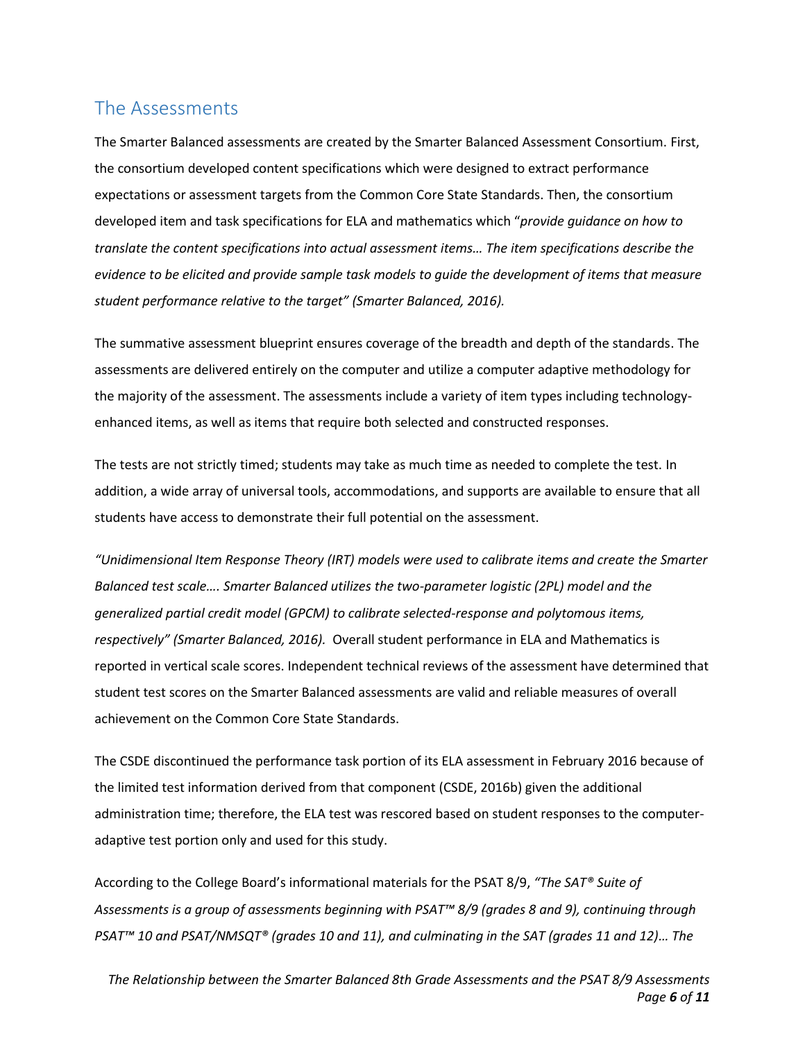## The Assessments

The Smarter Balanced assessments are created by the Smarter Balanced Assessment Consortium. First, the consortium developed content specifications which were designed to extract performance expectations or assessment targets from the Common Core State Standards. Then, the consortium developed item and task specifications for ELA and mathematics which "*provide guidance on how to translate the content specifications into actual assessment items… The item specifications describe the evidence to be elicited and provide sample task models to guide the development of items that measure student performance relative to the target" (Smarter Balanced, 2016).*

The summative assessment blueprint ensures coverage of the breadth and depth of the standards. The assessments are delivered entirely on the computer and utilize a computer adaptive methodology for the majority of the assessment. The assessments include a variety of item types including technology-enhanced items, as well as items that require both selected and constructed responses.

The tests are not strictly timed; students may take as much time as needed to complete the test. In addition, a wide array of universal tools, accommodations, and supports are available to ensure that all students have access to demonstrate their full potential on the assessment.

*"Unidimensional Item Response Theory (IRT) models were used to calibrate items and create the Smarter Balanced test scale…. Smarter Balanced utilizes the two-parameter logistic (2PL) model and the generalized partial credit model (GPCM) to calibrate selected-response and polytomous items, respectively" (Smarter Balanced, 2016).* Overall student performance in ELA and Mathematics is reported in vertical scale scores. Independent technical reviews of the assessment have determined that student test scores on the Smarter Balanced assessments are valid and reliable measures of overall achievement on the Common Core State Standards.

The CSDE discontinued the performance task portion of its ELA assessment in February 2016 because of the limited test information derived from that component (CSDE, 2016b) given the additional administration time; therefore, the ELA test was rescored based on student responses to the computer-adaptive test portion only and used for this study.

According to the College Board's informational materials for the PSAT 8/9, *"The SAT® Suite of Assessments is a group of assessments beginning with PSAT™ 8/9 (grades 8 and 9), continuing through PSAT™ 10 and PSAT/NMSQT® (grades 10 and 11), and culminating in the SAT (grades 11 and 12)… The*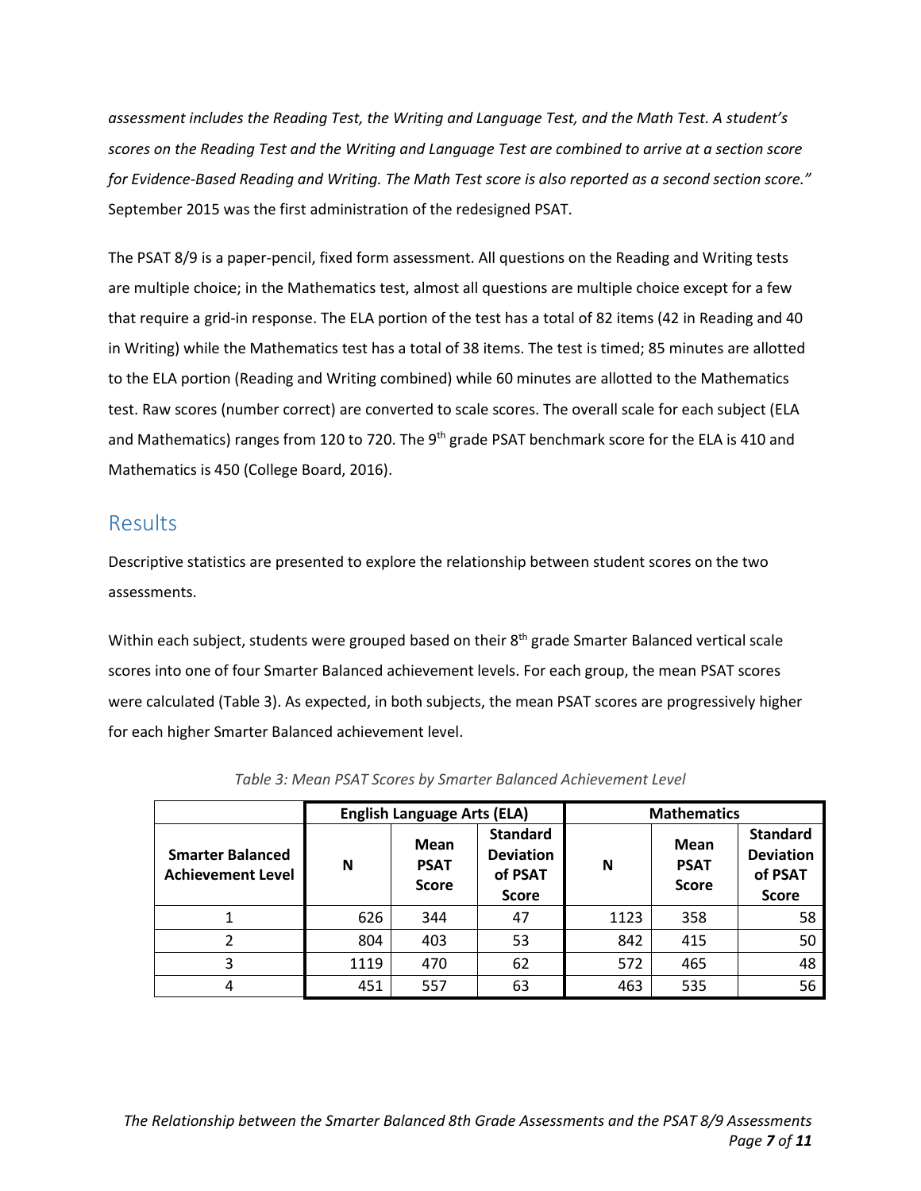*assessment includes the Reading Test, the Writing and Language Test, and the Math Test. A student's scores on the Reading Test and the Writing and Language Test are combined to arrive at a section score for Evidence-Based Reading and Writing. The Math Test score is also reported as a second section score."* September 2015 was the first administration of the redesigned PSAT.

The PSAT 8/9 is a paper-pencil, fixed form assessment. All questions on the Reading and Writing tests are multiple choice; in the Mathematics test, almost all questions are multiple choice except for a few that require a grid-in response. The ELA portion of the test has a total of 82 items (42 in Reading and 40 in Writing) while the Mathematics test has a total of 38 items. The test is timed; 85 minutes are allotted to the ELA portion (Reading and Writing combined) while 60 minutes are allotted to the Mathematics test. Raw scores (number correct) are converted to scale scores. The overall scale for each subject (ELA and Mathematics) ranges from 120 to 720. The 9th grade PSAT benchmark score for the ELA is 410 and Mathematics is 450 (College Board, 2016).

## Results

Descriptive statistics are presented to explore the relationship between student scores on the two assessments.

Within each subject, students were grouped based on their 8th grade Smarter Balanced vertical scale scores into one of four Smarter Balanced achievement levels. For each group, the mean PSAT scores were calculated (Table 3). As expected, in both subjects, the mean PSAT scores are progressively higher for each higher Smarter Balanced achievement level.

*Table 3: Mean PSAT Scores by Smarter Balanced Achievement Level*

| | English Language Arts (ELA) | | | Mathematics | | |
|---|---|---|---|---|---|---|
| **Smarter Balanced Achievement Level** | **N** | **Mean PSAT Score** | **Standard Deviation of PSAT Score** | **N** | **Mean PSAT Score** | **Standard Deviation of PSAT Score** |
| 1 | 626 | 344 | 47 | 1123 | 358 | 58 |
| 2 | 804 | 403 | 53 | 842 | 415 | 50 |
| 3 | 1119 | 470 | 62 | 572 | 465 | 48 |
| 4 | 451 | 557 | 63 | 463 | 535 | 56 |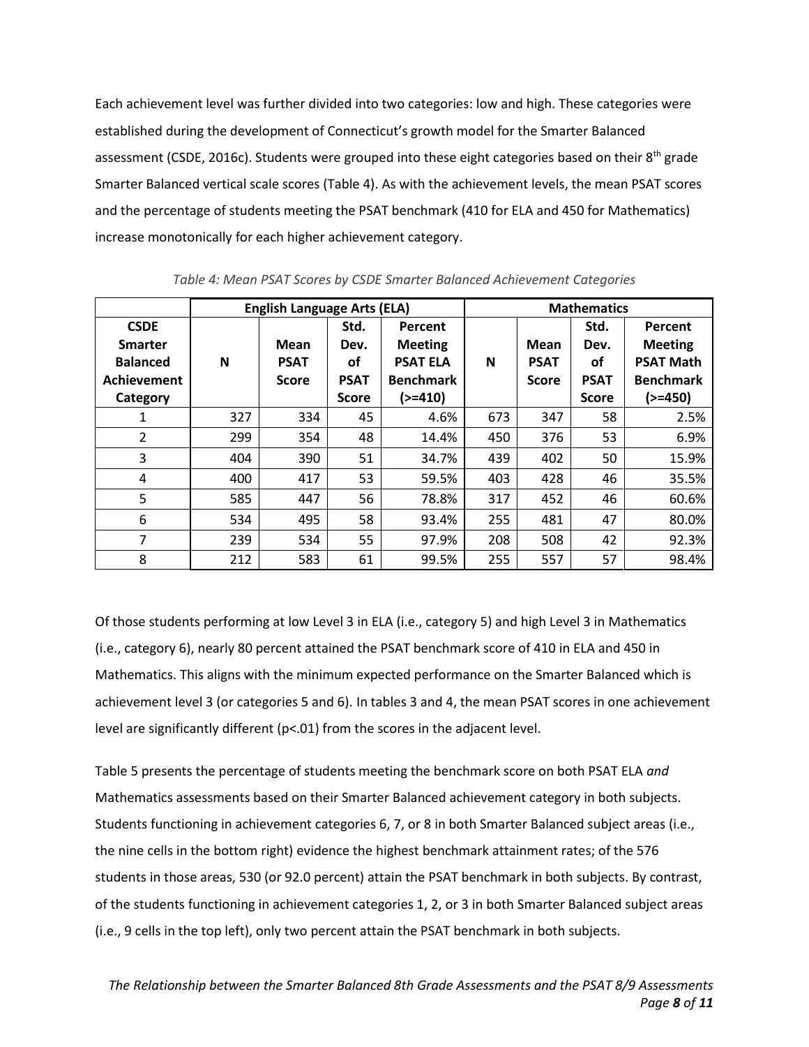Each achievement level was further divided into two categories: low and high. These categories were established during the development of Connecticut's growth model for the Smarter Balanced assessment (CSDE, 2016c). Students were grouped into these eight categories based on their 8th grade Smarter Balanced vertical scale scores (Table 4). As with the achievement levels, the mean PSAT scores and the percentage of students meeting the PSAT benchmark (410 for ELA and 450 for Mathematics) increase monotonically for each higher achievement category.

*Table 4: Mean PSAT Scores by CSDE Smarter Balanced Achievement Categories*

| | English Language Arts (ELA) | | | | Mathematics | | | |
|---|---|---|---|---|---|---|---|---|
| **CSDE Smarter Balanced Achievement Category** | **N** | **Mean PSAT Score** | **Std. Dev. of PSAT Score** | **Percent Meeting PSAT ELA Benchmark (>=410)** | **N** | **Mean PSAT Score** | **Std. Dev. of PSAT Score** | **Percent Meeting PSAT Math Benchmark (>=450)** |
| 1 | 327 | 334 | 45 | 4.6% | 673 | 347 | 58 | 2.5% |
| 2 | 299 | 354 | 48 | 14.4% | 450 | 376 | 53 | 6.9% |
| 3 | 404 | 390 | 51 | 34.7% | 439 | 402 | 50 | 15.9% |
| 4 | 400 | 417 | 53 | 59.5% | 403 | 428 | 46 | 35.5% |
| 5 | 585 | 447 | 56 | 78.8% | 317 | 452 | 46 | 60.6% |
| 6 | 534 | 495 | 58 | 93.4% | 255 | 481 | 47 | 80.0% |
| 7 | 239 | 534 | 55 | 97.9% | 208 | 508 | 42 | 92.3% |
| 8 | 212 | 583 | 61 | 99.5% | 255 | 557 | 57 | 98.4% |

Of those students performing at low Level 3 in ELA (i.e., category 5) and high Level 3 in Mathematics (i.e., category 6), nearly 80 percent attained the PSAT benchmark score of 410 in ELA and 450 in Mathematics. This aligns with the minimum expected performance on the Smarter Balanced which is achievement level 3 (or categories 5 and 6). In tables 3 and 4, the mean PSAT scores in one achievement level are significantly different ($p<.01$) from the scores in the adjacent level.

Table 5 presents the percentage of students meeting the benchmark score on both PSAT ELA *and* Mathematics assessments based on their Smarter Balanced achievement category in both subjects. Students functioning in achievement categories 6, 7, or 8 in both Smarter Balanced subject areas (i.e., the nine cells in the bottom right) evidence the highest benchmark attainment rates; of the 576 students in those areas, 530 (or 92.0 percent) attain the PSAT benchmark in both subjects. By contrast, of the students functioning in achievement categories 1, 2, or 3 in both Smarter Balanced subject areas (i.e., 9 cells in the top left), only two percent attain the PSAT benchmark in both subjects.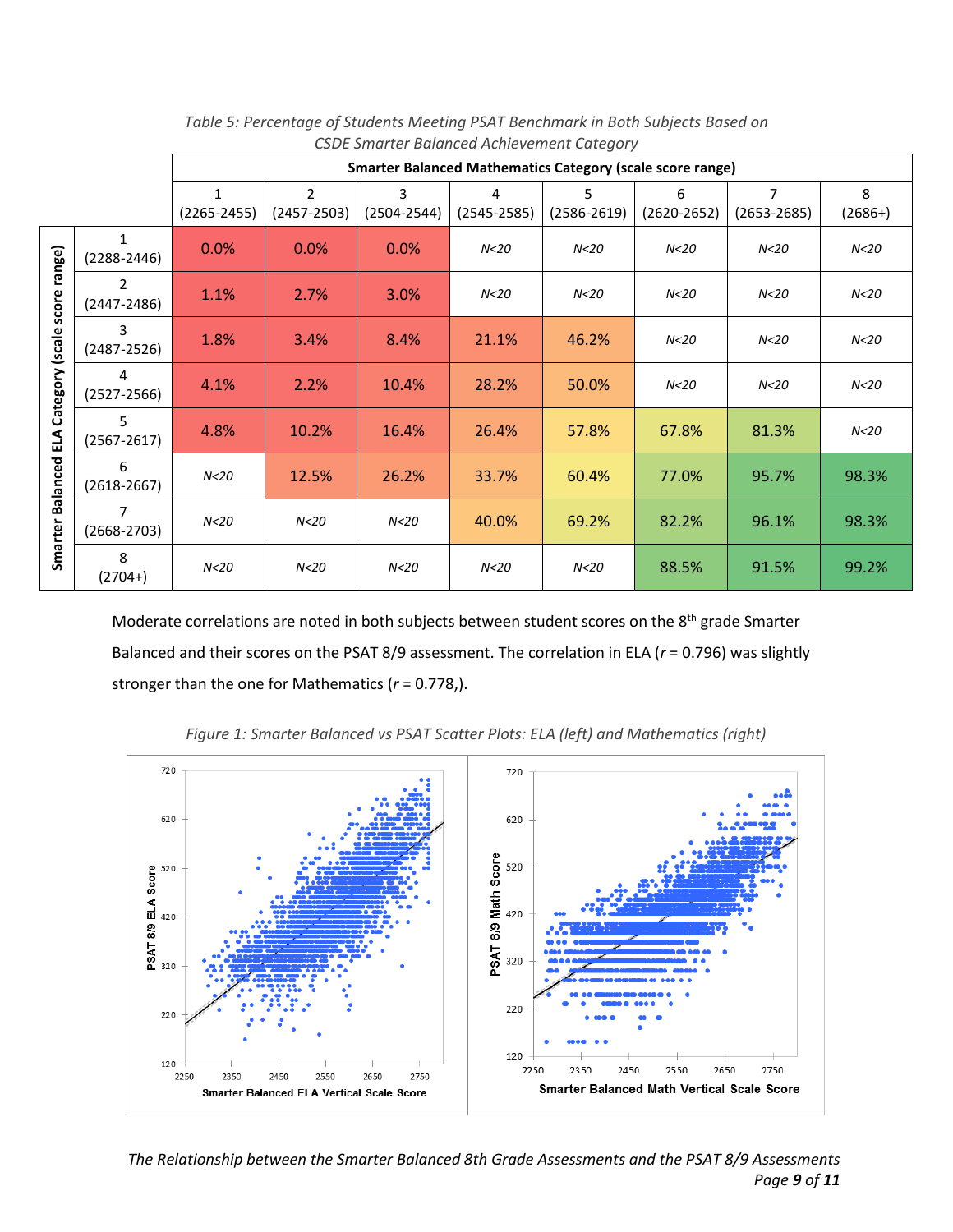*Table 5: Percentage of Students Meeting PSAT Benchmark in Both Subjects Based on CSDE Smarter Balanced Achievement Category*

| Smarter Balanced ELA Category (scale score range) | Smarter Balanced Mathematics Category (scale score range) | | | | | | | |
|---|---|---|---|---|---|---|---|---|
| | 1 (2265-2455) | 2 (2457-2503) | 3 (2504-2544) | 4 (2545-2585) | 5 (2586-2619) | 6 (2620-2652) | 7 (2653-2685) | 8 (2686+) |
| 1 (2288-2446) | 0.0% | 0.0% | 0.0% | *N<20* | *N<20* | *N<20* | *N<20* | *N<20* |
| 2 (2447-2486) | 1.1% | 2.7% | 3.0% | *N<20* | *N<20* | *N<20* | *N<20* | *N<20* |
| 3 (2487-2526) | 1.8% | 3.4% | 8.4% | 21.1% | 46.2% | *N<20* | *N<20* | *N<20* |
| 4 (2527-2566) | 4.1% | 2.2% | 10.4% | 28.2% | 50.0% | *N<20* | *N<20* | *N<20* |
| 5 (2567-2617) | 4.8% | 10.2% | 16.4% | 26.4% | 57.8% | 67.8% | 81.3% | *N<20* |
| 6 (2618-2667) | *N<20* | 12.5% | 26.2% | 33.7% | 60.4% | 77.0% | 95.7% | 98.3% |
| 7 (2668-2703) | *N<20* | *N<20* | *N<20* | 40.0% | 69.2% | 82.2% | 96.1% | 98.3% |
| 8 (2704+) | *N<20* | *N<20* | *N<20* | *N<20* | *N<20* | 88.5% | 91.5% | 99.2% |

Moderate correlations are noted in both subjects between student scores on the 8th grade Smarter Balanced and their scores on the PSAT 8/9 assessment. The correlation in ELA ($r$ = 0.796) was slightly stronger than the one for Mathematics ($r$ = 0.778,).

*Figure 1: Smarter Balanced vs PSAT Scatter Plots: ELA (left) and Mathematics (right)*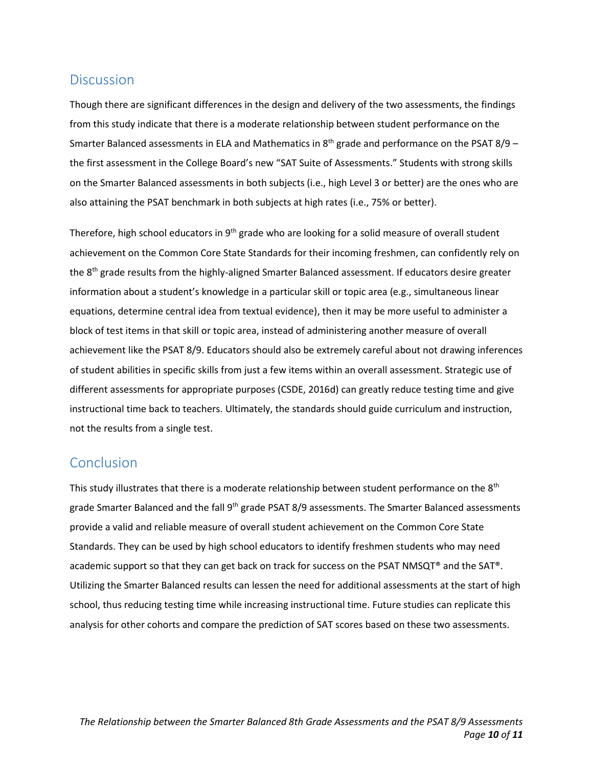## Discussion

Though there are significant differences in the design and delivery of the two assessments, the findings from this study indicate that there is a moderate relationship between student performance on the Smarter Balanced assessments in ELA and Mathematics in 8th grade and performance on the PSAT 8/9 – the first assessment in the College Board's new "SAT Suite of Assessments." Students with strong skills on the Smarter Balanced assessments in both subjects (i.e., high Level 3 or better) are the ones who are also attaining the PSAT benchmark in both subjects at high rates (i.e., 75% or better).

Therefore, high school educators in 9th grade who are looking for a solid measure of overall student achievement on the Common Core State Standards for their incoming freshmen, can confidently rely on the 8th grade results from the highly-aligned Smarter Balanced assessment. If educators desire greater information about a student's knowledge in a particular skill or topic area (e.g., simultaneous linear equations, determine central idea from textual evidence), then it may be more useful to administer a block of test items in that skill or topic area, instead of administering another measure of overall achievement like the PSAT 8/9. Educators should also be extremely careful about not drawing inferences of student abilities in specific skills from just a few items within an overall assessment. Strategic use of different assessments for appropriate purposes (CSDE, 2016d) can greatly reduce testing time and give instructional time back to teachers. Ultimately, the standards should guide curriculum and instruction, not the results from a single test.

## Conclusion

This study illustrates that there is a moderate relationship between student performance on the 8th grade Smarter Balanced and the fall 9th grade PSAT 8/9 assessments. The Smarter Balanced assessments provide a valid and reliable measure of overall student achievement on the Common Core State Standards. They can be used by high school educators to identify freshmen students who may need academic support so that they can get back on track for success on the PSAT NMSQT® and the SAT®. Utilizing the Smarter Balanced results can lessen the need for additional assessments at the start of high school, thus reducing testing time while increasing instructional time. Future studies can replicate this analysis for other cohorts and compare the prediction of SAT scores based on these two assessments.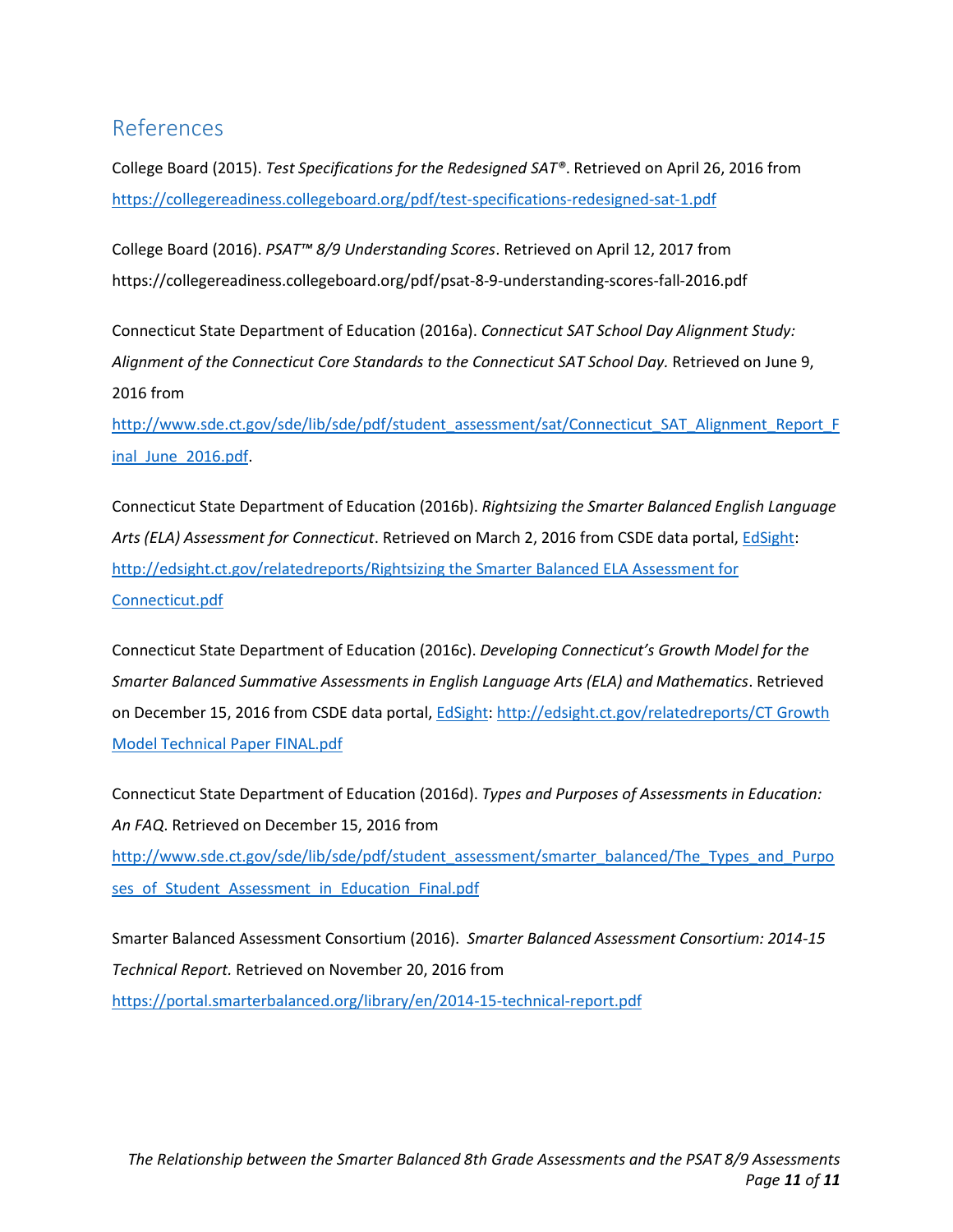## References

College Board (2015). *Test Specifications for the Redesigned SAT®*. Retrieved on April 26, 2016 from https://collegereadiness.collegeboard.org/pdf/test-specifications-redesigned-sat-1.pdf

College Board (2016). *PSAT™ 8/9 Understanding Scores*. Retrieved on April 12, 2017 from https://collegereadiness.collegeboard.org/pdf/psat-8-9-understanding-scores-fall-2016.pdf

Connecticut State Department of Education (2016a). *Connecticut SAT School Day Alignment Study: Alignment of the Connecticut Core Standards to the Connecticut SAT School Day.* Retrieved on June 9, 2016 from http://www.sde.ct.gov/sde/lib/sde/pdf/student_assessment/sat/Connecticut_SAT_Alignment_Report_Final_June_2016.pdf.

Connecticut State Department of Education (2016b). *Rightsizing the Smarter Balanced English Language Arts (ELA) Assessment for Connecticut*. Retrieved on March 2, 2016 from CSDE data portal, EdSight: http://edsight.ct.gov/relatedreports/Rightsizing the Smarter Balanced ELA Assessment for Connecticut.pdf

Connecticut State Department of Education (2016c). *Developing Connecticut's Growth Model for the Smarter Balanced Summative Assessments in English Language Arts (ELA) and Mathematics*. Retrieved on December 15, 2016 from CSDE data portal, EdSight: http://edsight.ct.gov/relatedreports/CT Growth Model Technical Paper FINAL.pdf

Connecticut State Department of Education (2016d). *Types and Purposes of Assessments in Education: An FAQ*. Retrieved on December 15, 2016 from http://www.sde.ct.gov/sde/lib/sde/pdf/student_assessment/smarter_balanced/The_Types_and_Purposes_of_Student_Assessment_in_Education_Final.pdf

Smarter Balanced Assessment Consortium (2016). *Smarter Balanced Assessment Consortium: 2014-15 Technical Report.* Retrieved on November 20, 2016 from https://portal.smarterbalanced.org/library/en/2014-15-technical-report.pdf